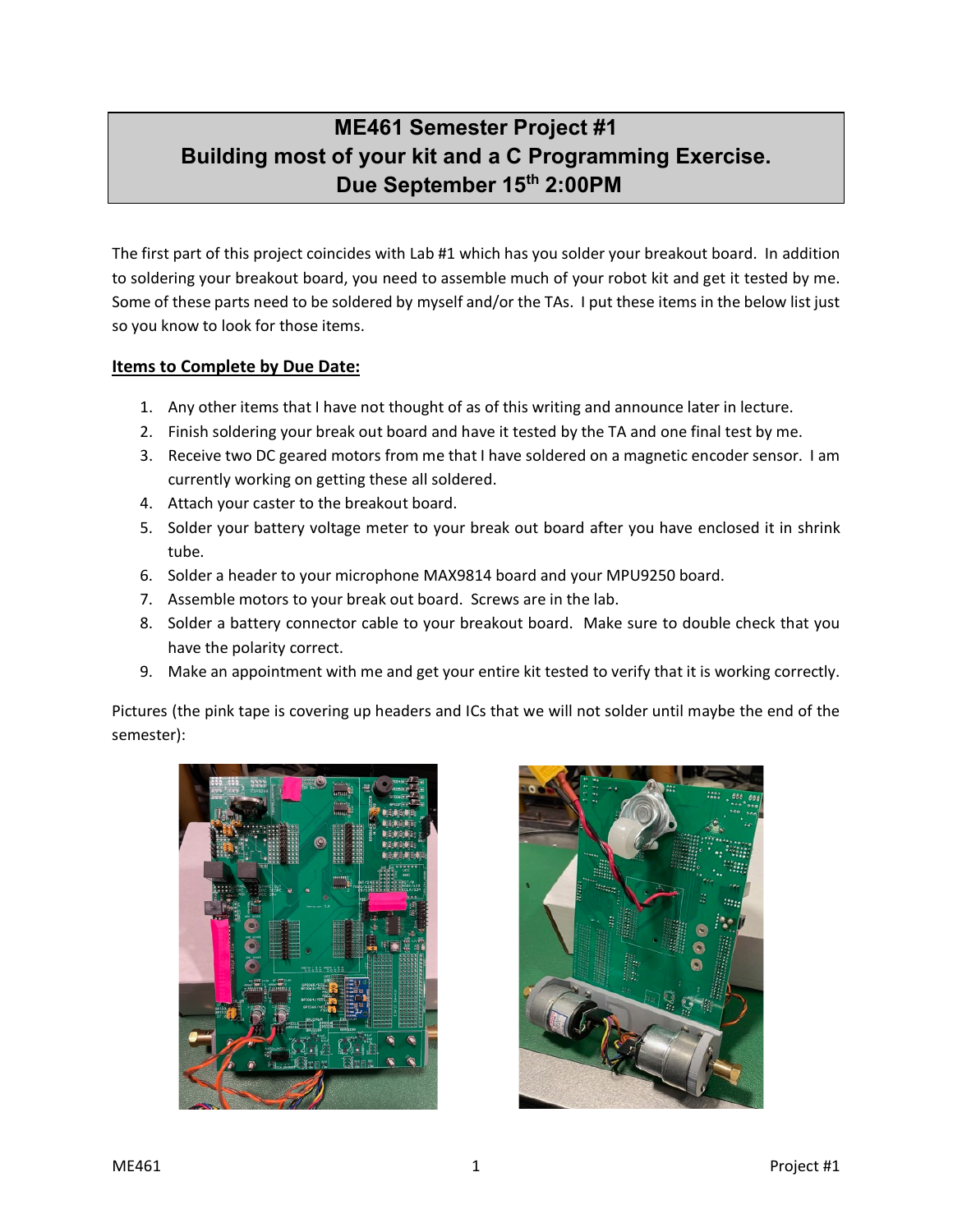# ME461 Semester Project #1
# Building most of your kit and a C Programming Exercise.
# Due September 15th 2:00PM

The first part of this project coincides with Lab #1 which has you solder your breakout board. In addition to soldering your breakout board, you need to assemble much of your robot kit and get it tested by me. Some of these parts need to be soldered by myself and/or the TAs. I put these items in the below list just so you know to look for those items.

**Items to Complete by Due Date:**

1. Any other items that I have not thought of as of this writing and announce later in lecture.
2. Finish soldering your break out board and have it tested by the TA and one final test by me.
3. Receive two DC geared motors from me that I have soldered on a magnetic encoder sensor. I am currently working on getting these all soldered.
4. Attach your caster to the breakout board.
5. Solder your battery voltage meter to your break out board after you have enclosed it in shrink tube.
6. Solder a header to your microphone MAX9814 board and your MPU9250 board.
7. Assemble motors to your break out board. Screws are in the lab.
8. Solder a battery connector cable to your breakout board. Make sure to double check that you have the polarity correct.
9. Make an appointment with me and get your entire kit tested to verify that it is working correctly.

Pictures (the pink tape is covering up headers and ICs that we will not solder until maybe the end of the semester):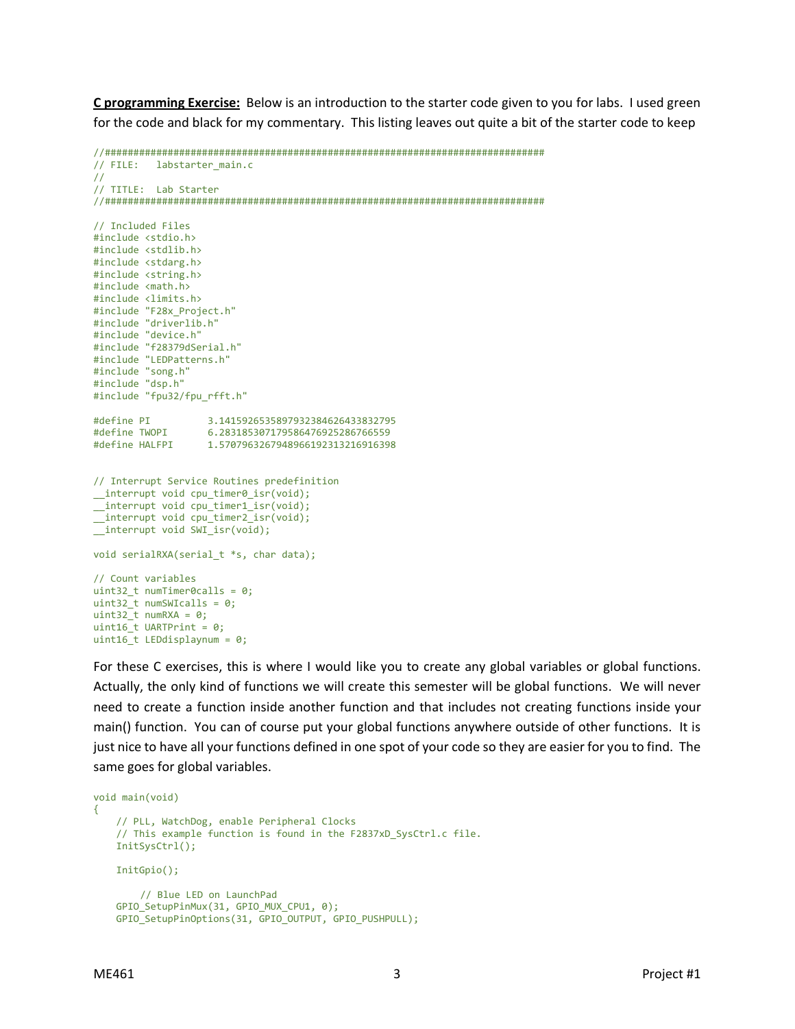**C programming Exercise:** Below is an introduction to the starter code given to you for labs. I used green for the code and black for my commentary. This listing leaves out quite a bit of the starter code to keep

```
//#############################################################################
// FILE:   labstarter_main.c
//
// TITLE:  Lab Starter
//#############################################################################

// Included Files
#include <stdio.h>
#include <stdlib.h>
#include <stdarg.h>
#include <string.h>
#include <math.h>
#include <limits.h>
#include "F28x_Project.h"
#include "driverlib.h"
#include "device.h"
#include "f28379dSerial.h"
#include "LEDPatterns.h"
#include "song.h"
#include "dsp.h"
#include "fpu32/fpu_rfft.h"

#define PI          3.1415926535897932384626433832795
#define TWOPI       6.283185307179586476925286766559
#define HALFPI      1.5707963267948966192313216916398


// Interrupt Service Routines predefinition
__interrupt void cpu_timer0_isr(void);
__interrupt void cpu_timer1_isr(void);
__interrupt void cpu_timer2_isr(void);
__interrupt void SWI_isr(void);

void serialRXA(serial_t *s, char data);

// Count variables
uint32_t numTimer0calls = 0;
uint32_t numSWIcalls = 0;
uint32_t numRXA = 0;
uint16_t UARTPrint = 0;
uint16_t LEDdisplaynum = 0;
```

For these C exercises, this is where I would like you to create any global variables or global functions. Actually, the only kind of functions we will create this semester will be global functions. We will never need to create a function inside another function and that includes not creating functions inside your main() function. You can of course put your global functions anywhere outside of other functions. It is just nice to have all your functions defined in one spot of your code so they are easier for you to find. The same goes for global variables.

```
void main(void)
{
    // PLL, WatchDog, enable Peripheral Clocks
    // This example function is found in the F2837xD_SysCtrl.c file.
    InitSysCtrl();

    InitGpio();

        // Blue LED on LaunchPad
    GPIO_SetupPinMux(31, GPIO_MUX_CPU1, 0);
    GPIO_SetupPinOptions(31, GPIO_OUTPUT, GPIO_PUSHPULL);
```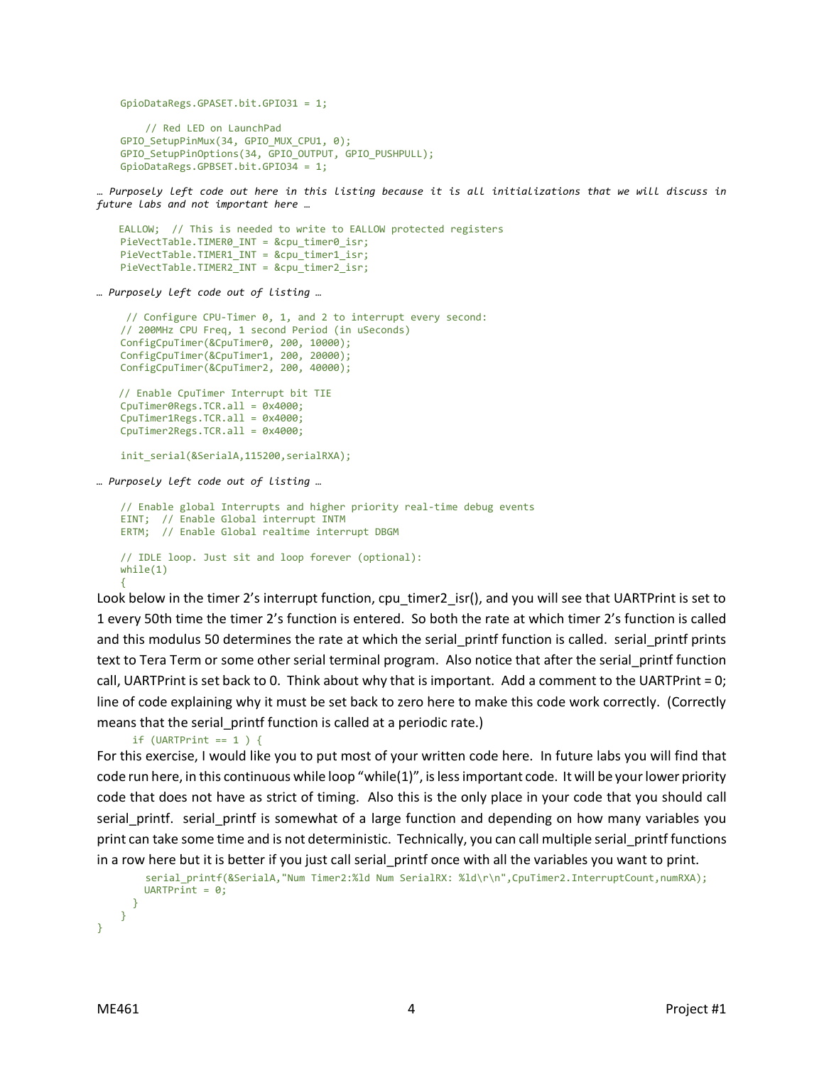```
    GpioDataRegs.GPASET.bit.GPIO31 = 1;

        // Red LED on LaunchPad
    GPIO_SetupPinMux(34, GPIO_MUX_CPU1, 0);
    GPIO_SetupPinOptions(34, GPIO_OUTPUT, GPIO_PUSHPULL);
    GpioDataRegs.GPBSET.bit.GPIO34 = 1;
```

*… Purposely left code out here in this listing because it is all initializations that we will discuss in future labs and not important here …*

```
    EALLOW;  // This is needed to write to EALLOW protected registers
    PieVectTable.TIMER0_INT = &cpu_timer0_isr;
    PieVectTable.TIMER1_INT = &cpu_timer1_isr;
    PieVectTable.TIMER2_INT = &cpu_timer2_isr;
```

*… Purposely left code out of listing …*

```
     // Configure CPU-Timer 0, 1, and 2 to interrupt every second:
    // 200MHz CPU Freq, 1 second Period (in uSeconds)
    ConfigCpuTimer(&CpuTimer0, 200, 10000);
    ConfigCpuTimer(&CpuTimer1, 200, 20000);
    ConfigCpuTimer(&CpuTimer2, 200, 40000);

    // Enable CpuTimer Interrupt bit TIE
    CpuTimer0Regs.TCR.all = 0x4000;
    CpuTimer1Regs.TCR.all = 0x4000;
    CpuTimer2Regs.TCR.all = 0x4000;

    init_serial(&SerialA,115200,serialRXA);
```

*… Purposely left code out of listing …*

```
    // Enable global Interrupts and higher priority real-time debug events
    EINT;  // Enable Global interrupt INTM
    ERTM;  // Enable Global realtime interrupt DBGM

    // IDLE loop. Just sit and loop forever (optional):
    while(1)
    {
```

Look below in the timer 2's interrupt function, cpu_timer2_isr(), and you will see that UARTPrint is set to 1 every 50th time the timer 2's function is entered. So both the rate at which timer 2's function is called and this modulus 50 determines the rate at which the serial_printf function is called. serial_printf prints text to Tera Term or some other serial terminal program. Also notice that after the serial_printf function call, UARTPrint is set back to 0. Think about why that is important. Add a comment to the UARTPrint = 0; line of code explaining why it must be set back to zero here to make this code work correctly. (Correctly means that the serial_printf function is called at a periodic rate.)

```
      if (UARTPrint == 1 ) {
```

For this exercise, I would like you to put most of your written code here. In future labs you will find that code run here, in this continuous while loop "while(1)", is less important code. It will be your lower priority code that does not have as strict of timing. Also this is the only place in your code that you should call serial_printf. serial_printf is somewhat of a large function and depending on how many variables you print can take some time and is not deterministic. Technically, you can call multiple serial_printf functions in a row here but it is better if you just call serial_printf once with all the variables you want to print.

```
        serial_printf(&SerialA,"Num Timer2:%ld Num SerialRX: %ld\r\n",CpuTimer2.InterruptCount,numRXA);
        UARTPrint = 0;
      }
    }
}
```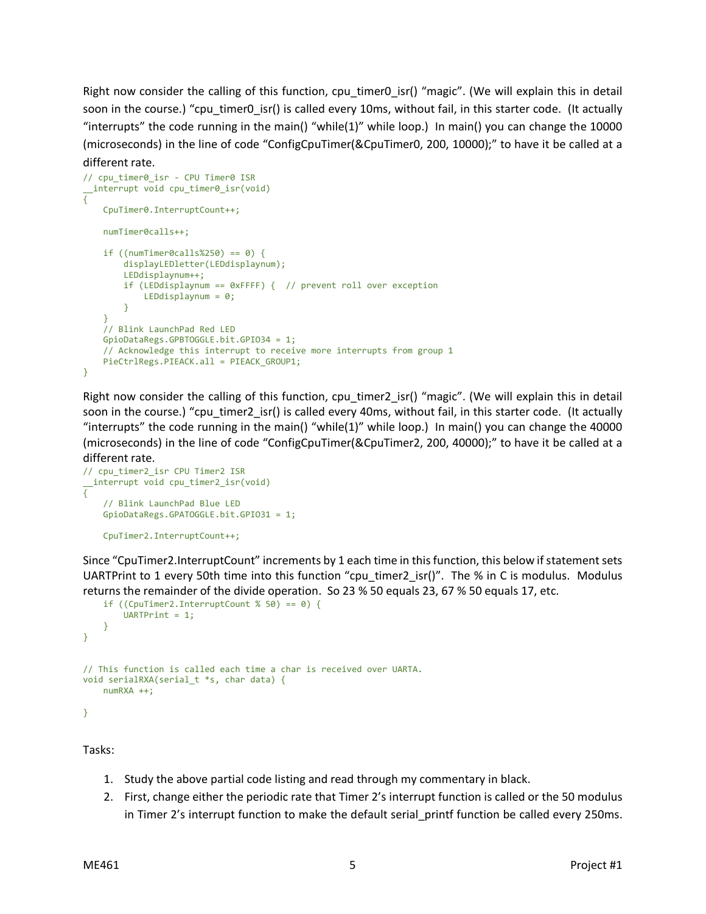Right now consider the calling of this function, cpu_timer0_isr() "magic". (We will explain this in detail soon in the course.) "cpu_timer0_isr() is called every 10ms, without fail, in this starter code. (It actually "interrupts" the code running in the main() "while(1)" while loop.) In main() you can change the 10000 (microseconds) in the line of code "ConfigCpuTimer(&CpuTimer0, 200, 10000);" to have it be called at a different rate.

```
// cpu_timer0_isr - CPU Timer0 ISR
__interrupt void cpu_timer0_isr(void)
{
    CpuTimer0.InterruptCount++;

    numTimer0calls++;

    if ((numTimer0calls%250) == 0) {
        displayLEDletter(LEDdisplaynum);
        LEDdisplaynum++;
        if (LEDdisplaynum == 0xFFFF) {  // prevent roll over exception
            LEDdisplaynum = 0;
        }
    }
    // Blink LaunchPad Red LED
    GpioDataRegs.GPBTOGGLE.bit.GPIO34 = 1;
    // Acknowledge this interrupt to receive more interrupts from group 1
    PieCtrlRegs.PIEACK.all = PIEACK_GROUP1;
}
```

Right now consider the calling of this function, cpu_timer2_isr() "magic". (We will explain this in detail soon in the course.) "cpu_timer2_isr() is called every 40ms, without fail, in this starter code. (It actually "interrupts" the code running in the main() "while(1)" while loop.) In main() you can change the 40000 (microseconds) in the line of code "ConfigCpuTimer(&CpuTimer2, 200, 40000);" to have it be called at a different rate.

```
// cpu_timer2_isr CPU Timer2 ISR
__interrupt void cpu_timer2_isr(void)
{
    // Blink LaunchPad Blue LED
    GpioDataRegs.GPATOGGLE.bit.GPIO31 = 1;

    CpuTimer2.InterruptCount++;
```

Since "CpuTimer2.InterruptCount" increments by 1 each time in this function, this below if statement sets UARTPrint to 1 every 50th time into this function "cpu_timer2_isr()". The % in C is modulus. Modulus returns the remainder of the divide operation. So 23 % 50 equals 23, 67 % 50 equals 17, etc.

```
    if ((CpuTimer2.InterruptCount % 50) == 0) {
        UARTPrint = 1;
    }
}


// This function is called each time a char is received over UARTA.
void serialRXA(serial_t *s, char data) {
    numRXA ++;

}
```

Tasks:

1. Study the above partial code listing and read through my commentary in black.
2. First, change either the periodic rate that Timer 2's interrupt function is called or the 50 modulus in Timer 2's interrupt function to make the default serial_printf function be called every 250ms.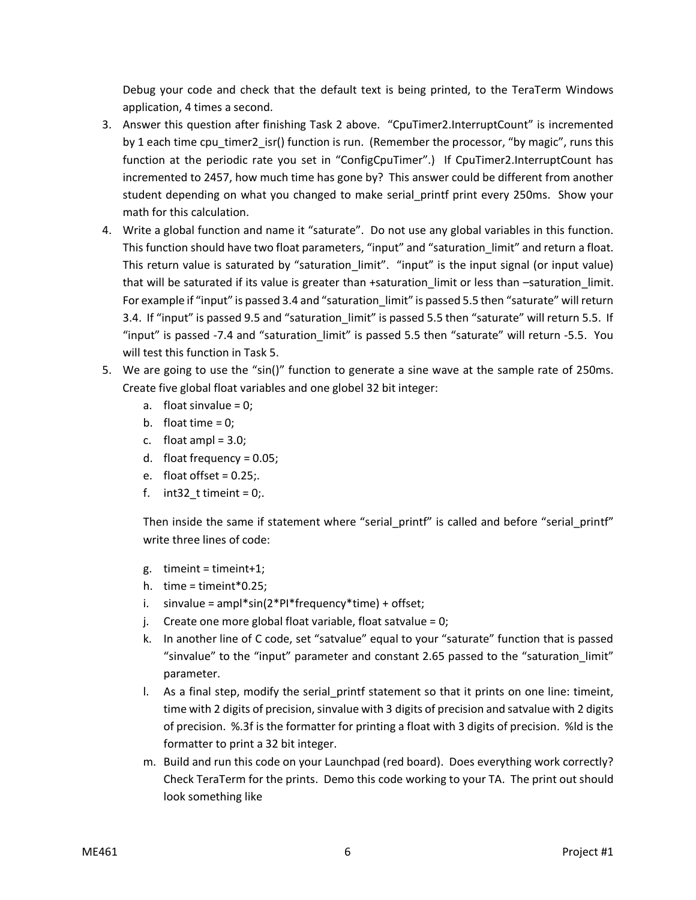Debug your code and check that the default text is being printed, to the TeraTerm Windows application, 4 times a second.

3. Answer this question after finishing Task 2 above. "CpuTimer2.InterruptCount" is incremented by 1 each time cpu_timer2_isr() function is run. (Remember the processor, "by magic", runs this function at the periodic rate you set in "ConfigCpuTimer".) If CpuTimer2.InterruptCount has incremented to 2457, how much time has gone by? This answer could be different from another student depending on what you changed to make serial_printf print every 250ms. Show your math for this calculation.
4. Write a global function and name it "saturate". Do not use any global variables in this function. This function should have two float parameters, "input" and "saturation_limit" and return a float. This return value is saturated by "saturation_limit". "input" is the input signal (or input value) that will be saturated if its value is greater than +saturation_limit or less than –saturation_limit. For example if "input" is passed 3.4 and "saturation_limit" is passed 5.5 then "saturate" will return 3.4. If "input" is passed 9.5 and "saturation_limit" is passed 5.5 then "saturate" will return 5.5. If "input" is passed -7.4 and "saturation_limit" is passed 5.5 then "saturate" will return -5.5. You will test this function in Task 5.
5. We are going to use the "sin()" function to generate a sine wave at the sample rate of 250ms. Create five global float variables and one globel 32 bit integer:
   a. float sinvalue = 0;
   b. float time = 0;
   c. float ampl = 3.0;
   d. float frequency = 0.05;
   e. float offset = 0.25;.
   f. int32_t timeint = 0;.

   Then inside the same if statement where "serial_printf" is called and before "serial_printf" write three lines of code:

   g. timeint = timeint+1;
   h. time = timeint*0.25;
   i. sinvalue = ampl*sin(2*PI*frequency*time) + offset;
   j. Create one more global float variable, float satvalue = 0;
   k. In another line of C code, set "satvalue" equal to your "saturate" function that is passed "sinvalue" to the "input" parameter and constant 2.65 passed to the "saturation_limit" parameter.
   l. As a final step, modify the serial_printf statement so that it prints on one line: timeint, time with 2 digits of precision, sinvalue with 3 digits of precision and satvalue with 2 digits of precision. %.3f is the formatter for printing a float with 3 digits of precision. %ld is the formatter to print a 32 bit integer.
   m. Build and run this code on your Launchpad (red board). Does everything work correctly? Check TeraTerm for the prints. Demo this code working to your TA. The print out should look something like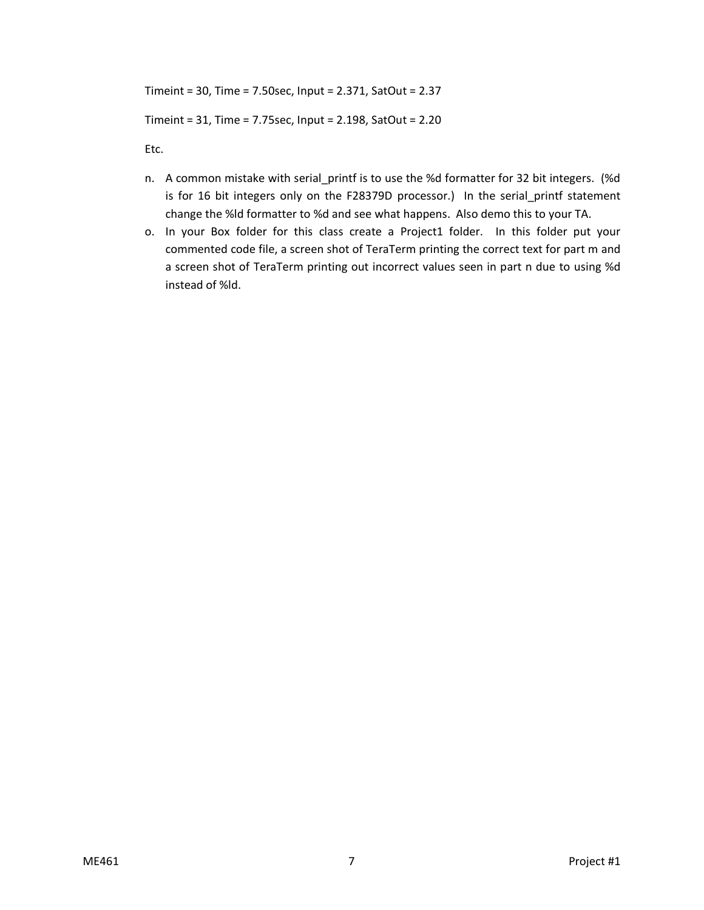Timeint = 30, Time = 7.50sec, Input = 2.371, SatOut = 2.37

Timeint = 31, Time = 7.75sec, Input = 2.198, SatOut = 2.20

Etc.

n. A common mistake with serial_printf is to use the %d formatter for 32 bit integers. (%d is for 16 bit integers only on the F28379D processor.) In the serial_printf statement change the %ld formatter to %d and see what happens. Also demo this to your TA.

o. In your Box folder for this class create a Project1 folder. In this folder put your commented code file, a screen shot of TeraTerm printing the correct text for part m and a screen shot of TeraTerm printing out incorrect values seen in part n due to using %d instead of %ld.